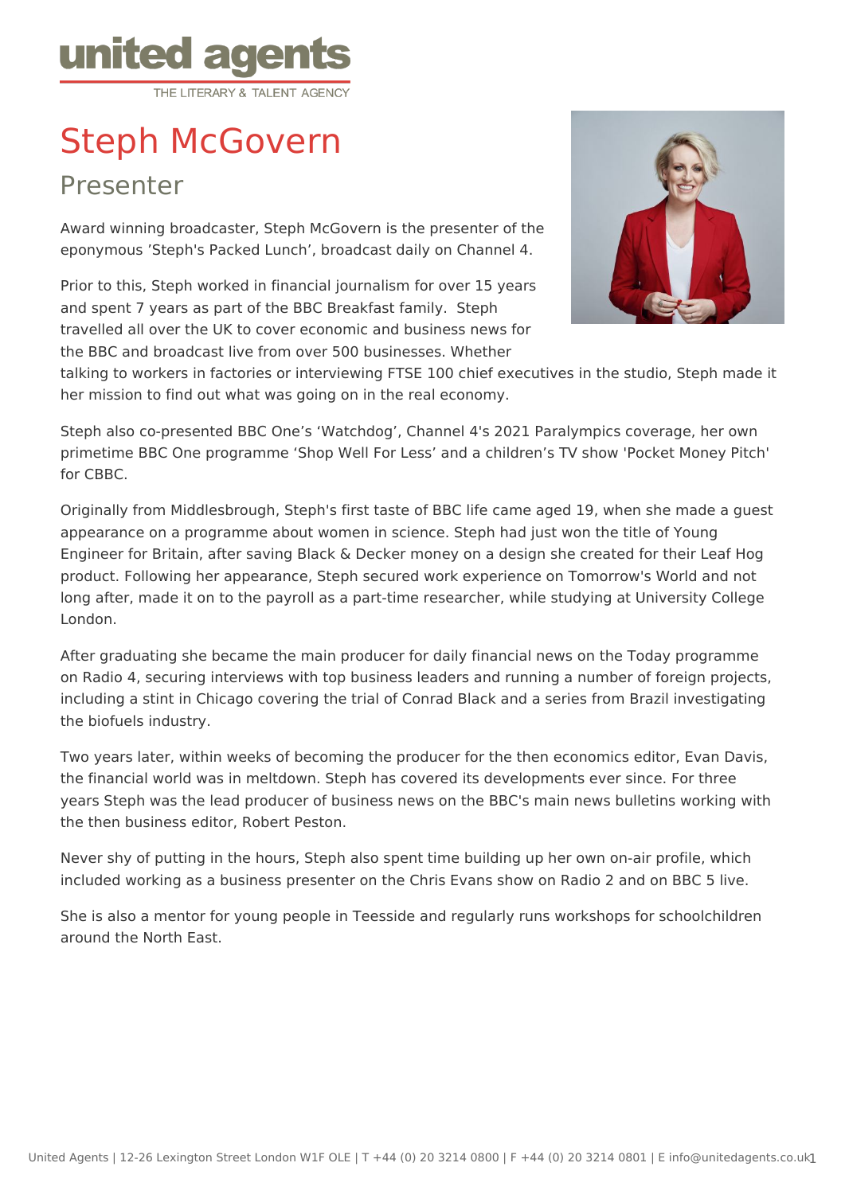united agents
THE LITERARY & TALENT AGENCY

# Steph McGovern

## Presenter

Award winning broadcaster, Steph McGovern is the presenter of the eponymous 'Steph's Packed Lunch', broadcast daily on Channel 4.

Prior to this, Steph worked in financial journalism for over 15 years and spent 7 years as part of the BBC Breakfast family. Steph travelled all over the UK to cover economic and business news for the BBC and broadcast live from over 500 businesses. Whether talking to workers in factories or interviewing FTSE 100 chief executives in the studio, Steph made it her mission to find out what was going on in the real economy.

Steph also co-presented BBC One's 'Watchdog', Channel 4's 2021 Paralympics coverage, her own primetime BBC One programme 'Shop Well For Less' and a children's TV show 'Pocket Money Pitch' for CBBC.

Originally from Middlesbrough, Steph's first taste of BBC life came aged 19, when she made a guest appearance on a programme about women in science. Steph had just won the title of Young Engineer for Britain, after saving Black & Decker money on a design she created for their Leaf Hog product. Following her appearance, Steph secured work experience on Tomorrow's World and not long after, made it on to the payroll as a part-time researcher, while studying at University College London.

After graduating she became the main producer for daily financial news on the Today programme on Radio 4, securing interviews with top business leaders and running a number of foreign projects, including a stint in Chicago covering the trial of Conrad Black and a series from Brazil investigating the biofuels industry.

Two years later, within weeks of becoming the producer for the then economics editor, Evan Davis, the financial world was in meltdown. Steph has covered its developments ever since. For three years Steph was the lead producer of business news on the BBC's main news bulletins working with the then business editor, Robert Peston.

Never shy of putting in the hours, Steph also spent time building up her own on-air profile, which included working as a business presenter on the Chris Evans show on Radio 2 and on BBC 5 live.

She is also a mentor for young people in Teesside and regularly runs workshops for schoolchildren around the North East.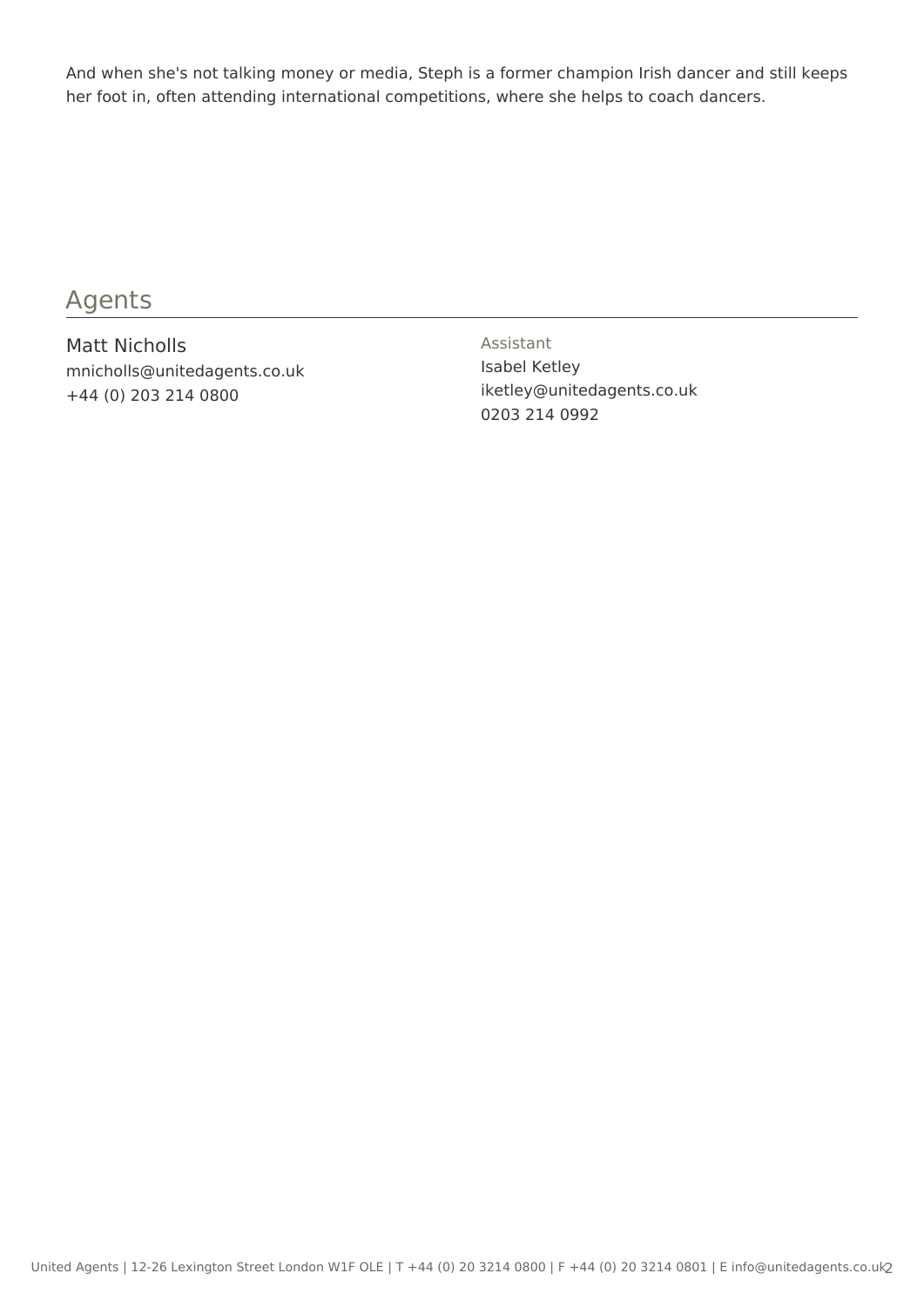And when she's not talking money or media, Steph is a former champion Irish dancer and still keeps her foot in, often attending international competitions, where she helps to coach dancers.

## Agents

Matt Nicholls
mnicholls@unitedagents.co.uk
+44 (0) 203 214 0800

Assistant
Isabel Ketley
iketley@unitedagents.co.uk
0203 214 0992